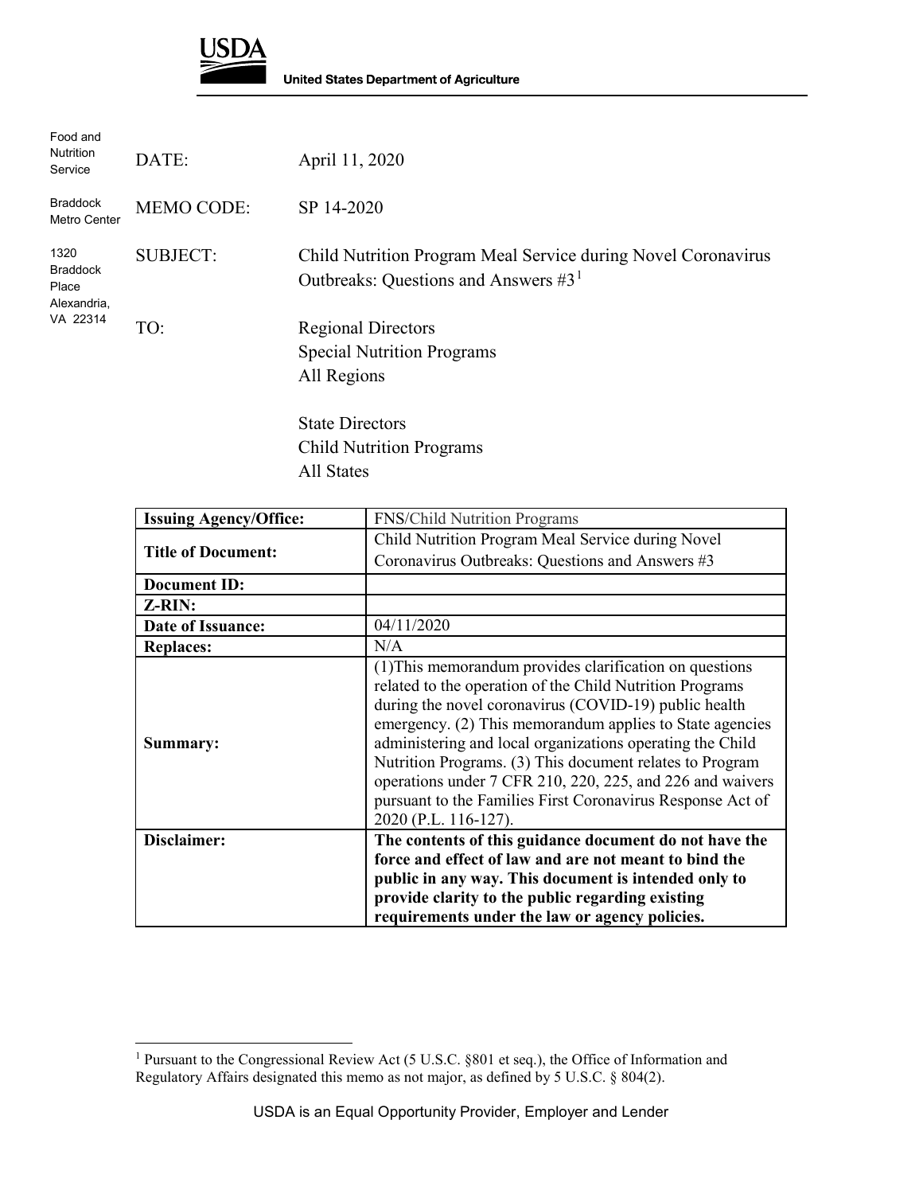**USDA**

**United States Department of Agriculture**

Food and Nutrition Service

Braddock Metro Center

1320 Braddock Place Alexandria, VA 22314

DATE: April 11, 2020

MEMO CODE: SP 14-2020

SUBJECT: Child Nutrition Program Meal Service during Novel Coronavirus Outbreaks: Questions and Answers #3[1]

TO: Regional Directors
Special Nutrition Programs
All Regions

State Directors
Child Nutrition Programs
All States

| **Issuing Agency/Office:** | FNS/Child Nutrition Programs |
|---|---|
| **Title of Document:** | Child Nutrition Program Meal Service during Novel Coronavirus Outbreaks: Questions and Answers #3 |
| **Document ID:** | |
| **Z-RIN:** | |
| **Date of Issuance:** | 04/11/2020 |
| **Replaces:** | N/A |
| **Summary:** | (1)This memorandum provides clarification on questions related to the operation of the Child Nutrition Programs during the novel coronavirus (COVID-19) public health emergency. (2) This memorandum applies to State agencies administering and local organizations operating the Child Nutrition Programs. (3) This document relates to Program operations under 7 CFR 210, 220, 225, and 226 and waivers pursuant to the Families First Coronavirus Response Act of 2020 (P.L. 116-127). |
| **Disclaimer:** | **The contents of this guidance document do not have the force and effect of law and are not meant to bind the public in any way. This document is intended only to provide clarity to the public regarding existing requirements under the law or agency policies.** |

[1] Pursuant to the Congressional Review Act (5 U.S.C. §801 et seq.), the Office of Information and Regulatory Affairs designated this memo as not major, as defined by 5 U.S.C. § 804(2).

USDA is an Equal Opportunity Provider, Employer and Lender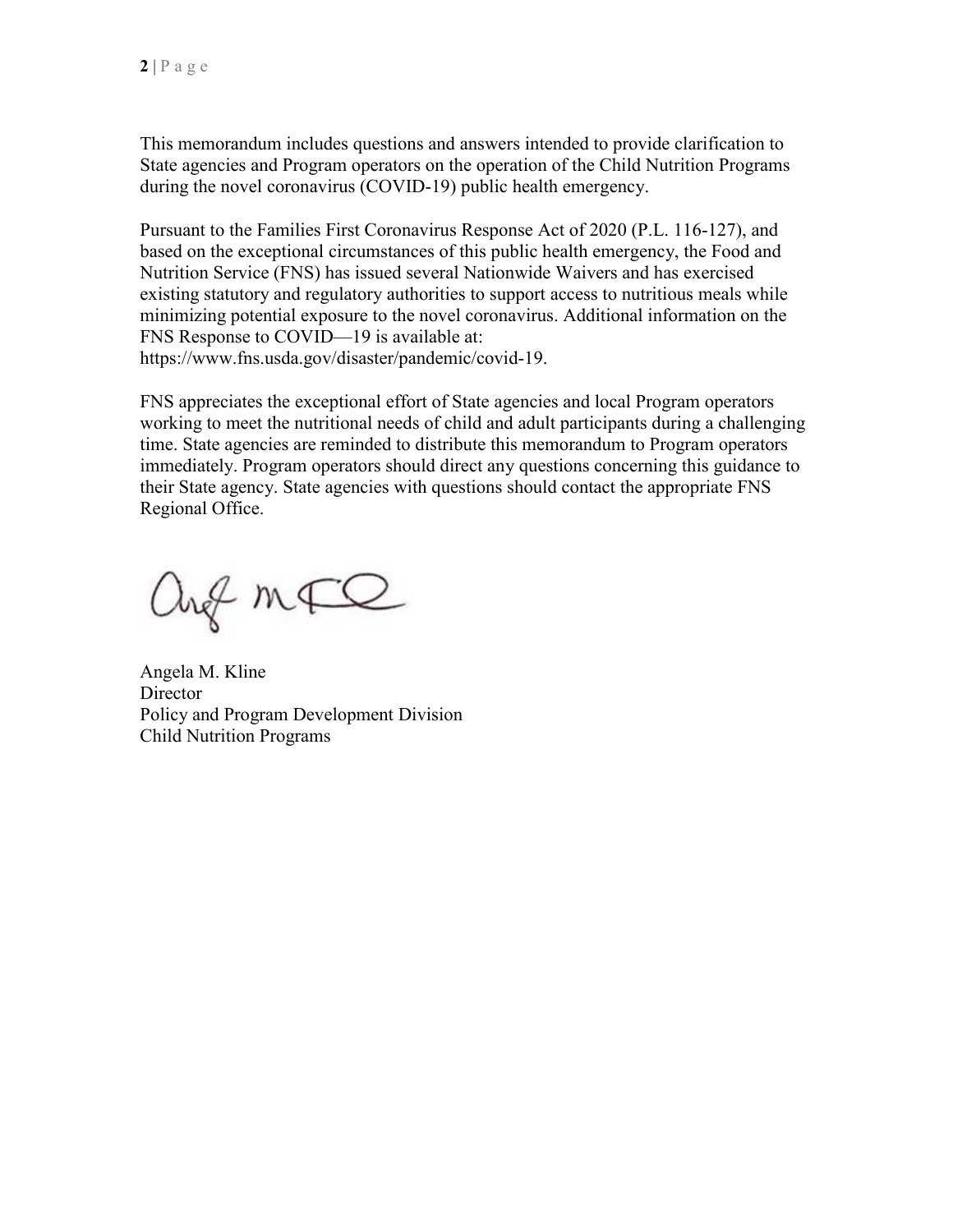This memorandum includes questions and answers intended to provide clarification to State agencies and Program operators on the operation of the Child Nutrition Programs during the novel coronavirus (COVID-19) public health emergency.

Pursuant to the Families First Coronavirus Response Act of 2020 (P.L. 116-127), and based on the exceptional circumstances of this public health emergency, the Food and Nutrition Service (FNS) has issued several Nationwide Waivers and has exercised existing statutory and regulatory authorities to support access to nutritious meals while minimizing potential exposure to the novel coronavirus. Additional information on the FNS Response to COVID—19 is available at: https://www.fns.usda.gov/disaster/pandemic/covid-19.

FNS appreciates the exceptional effort of State agencies and local Program operators working to meet the nutritional needs of child and adult participants during a challenging time. State agencies are reminded to distribute this memorandum to Program operators immediately. Program operators should direct any questions concerning this guidance to their State agency. State agencies with questions should contact the appropriate FNS Regional Office.

Angela M. Kline
Director
Policy and Program Development Division
Child Nutrition Programs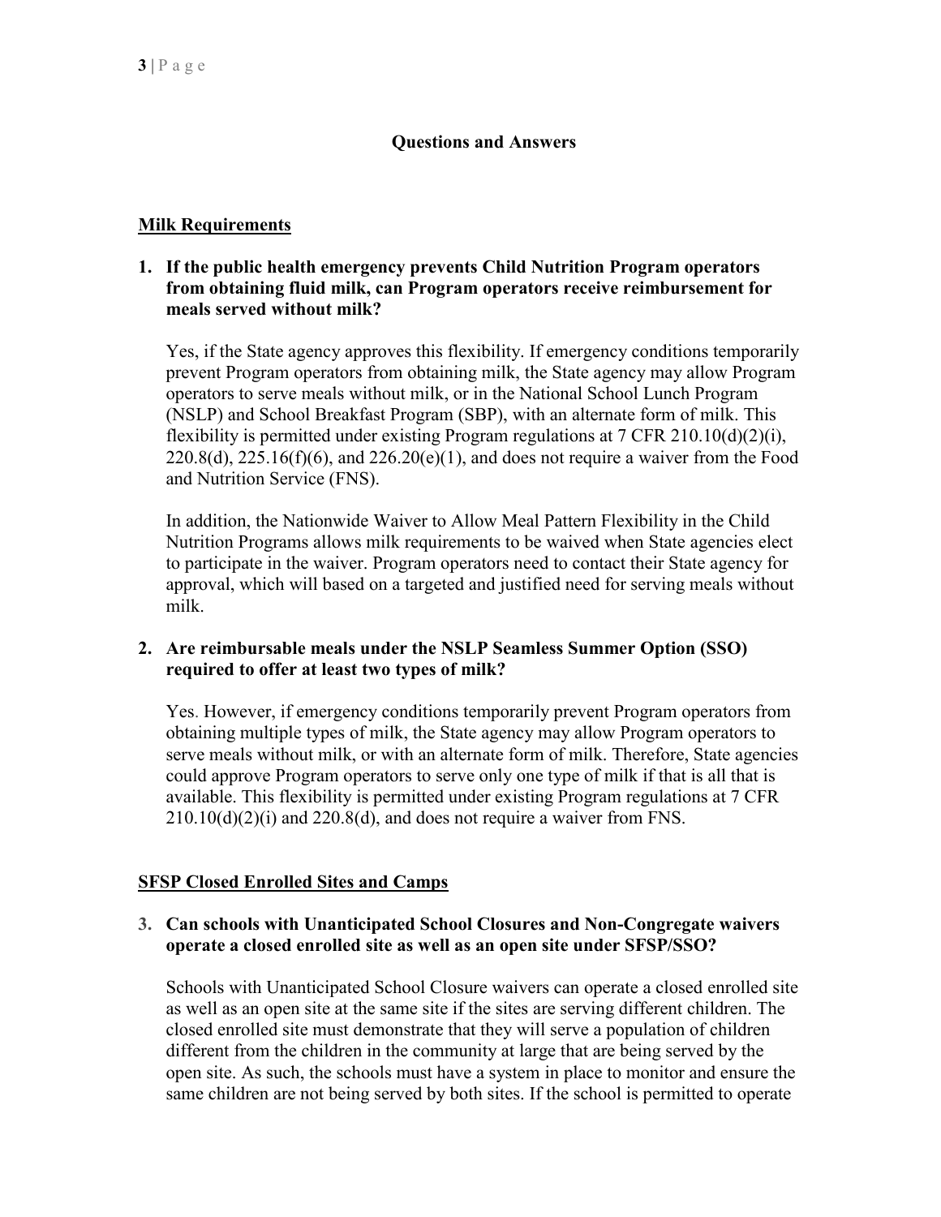## Questions and Answers

### Milk Requirements

**1. If the public health emergency prevents Child Nutrition Program operators from obtaining fluid milk, can Program operators receive reimbursement for meals served without milk?**

Yes, if the State agency approves this flexibility. If emergency conditions temporarily prevent Program operators from obtaining milk, the State agency may allow Program operators to serve meals without milk, or in the National School Lunch Program (NSLP) and School Breakfast Program (SBP), with an alternate form of milk. This flexibility is permitted under existing Program regulations at 7 CFR 210.10(d)(2)(i), 220.8(d), 225.16(f)(6), and 226.20(e)(1), and does not require a waiver from the Food and Nutrition Service (FNS).

In addition, the Nationwide Waiver to Allow Meal Pattern Flexibility in the Child Nutrition Programs allows milk requirements to be waived when State agencies elect to participate in the waiver. Program operators need to contact their State agency for approval, which will based on a targeted and justified need for serving meals without milk.

**2. Are reimbursable meals under the NSLP Seamless Summer Option (SSO) required to offer at least two types of milk?**

Yes. However, if emergency conditions temporarily prevent Program operators from obtaining multiple types of milk, the State agency may allow Program operators to serve meals without milk, or with an alternate form of milk. Therefore, State agencies could approve Program operators to serve only one type of milk if that is all that is available. This flexibility is permitted under existing Program regulations at 7 CFR 210.10(d)(2)(i) and 220.8(d), and does not require a waiver from FNS.

### SFSP Closed Enrolled Sites and Camps

**3. Can schools with Unanticipated School Closures and Non-Congregate waivers operate a closed enrolled site as well as an open site under SFSP/SSO?**

Schools with Unanticipated School Closure waivers can operate a closed enrolled site as well as an open site at the same site if the sites are serving different children. The closed enrolled site must demonstrate that they will serve a population of children different from the children in the community at large that are being served by the open site. As such, the schools must have a system in place to monitor and ensure the same children are not being served by both sites. If the school is permitted to operate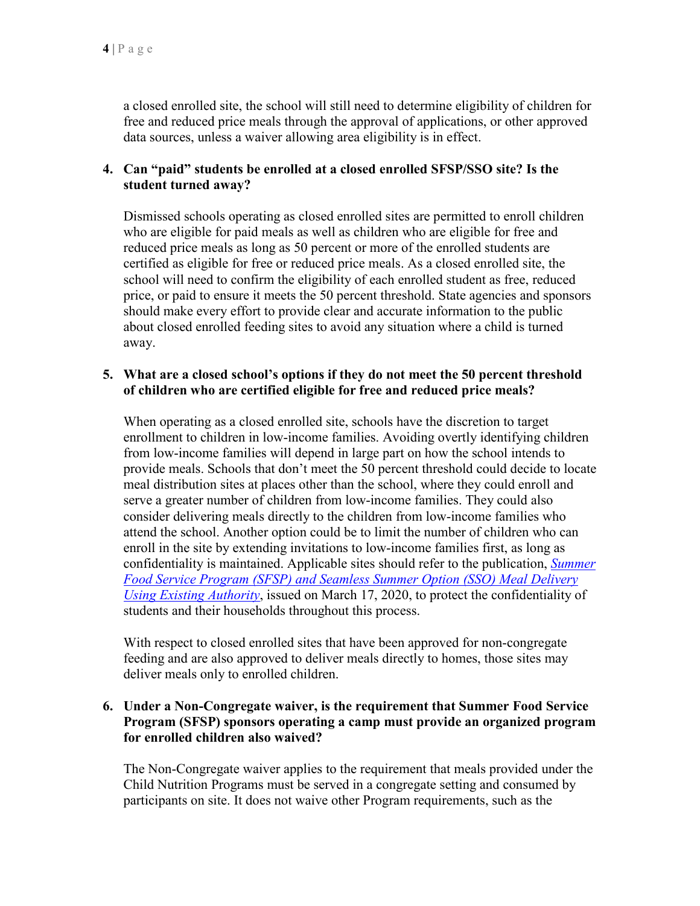a closed enrolled site, the school will still need to determine eligibility of children for free and reduced price meals through the approval of applications, or other approved data sources, unless a waiver allowing area eligibility is in effect.

4. **Can "paid" students be enrolled at a closed enrolled SFSP/SSO site? Is the student turned away?**

   Dismissed schools operating as closed enrolled sites are permitted to enroll children who are eligible for paid meals as well as children who are eligible for free and reduced price meals as long as 50 percent or more of the enrolled students are certified as eligible for free or reduced price meals. As a closed enrolled site, the school will need to confirm the eligibility of each enrolled student as free, reduced price, or paid to ensure it meets the 50 percent threshold. State agencies and sponsors should make every effort to provide clear and accurate information to the public about closed enrolled feeding sites to avoid any situation where a child is turned away.

5. **What are a closed school's options if they do not meet the 50 percent threshold of children who are certified eligible for free and reduced price meals?**

   When operating as a closed enrolled site, schools have the discretion to target enrollment to children in low-income families. Avoiding overtly identifying children from low-income families will depend in large part on how the school intends to provide meals. Schools that don't meet the 50 percent threshold could decide to locate meal distribution sites at places other than the school, where they could enroll and serve a greater number of children from low-income families. They could also consider delivering meals directly to the children from low-income families who attend the school. Another option could be to limit the number of children who can enroll in the site by extending invitations to low-income families first, as long as confidentiality is maintained. Applicable sites should refer to the publication, *Summer Food Service Program (SFSP) and Seamless Summer Option (SSO) Meal Delivery Using Existing Authority*, issued on March 17, 2020, to protect the confidentiality of students and their households throughout this process.

   With respect to closed enrolled sites that have been approved for non-congregate feeding and are also approved to deliver meals directly to homes, those sites may deliver meals only to enrolled children.

6. **Under a Non-Congregate waiver, is the requirement that Summer Food Service Program (SFSP) sponsors operating a camp must provide an organized program for enrolled children also waived?**

   The Non-Congregate waiver applies to the requirement that meals provided under the Child Nutrition Programs must be served in a congregate setting and consumed by participants on site. It does not waive other Program requirements, such as the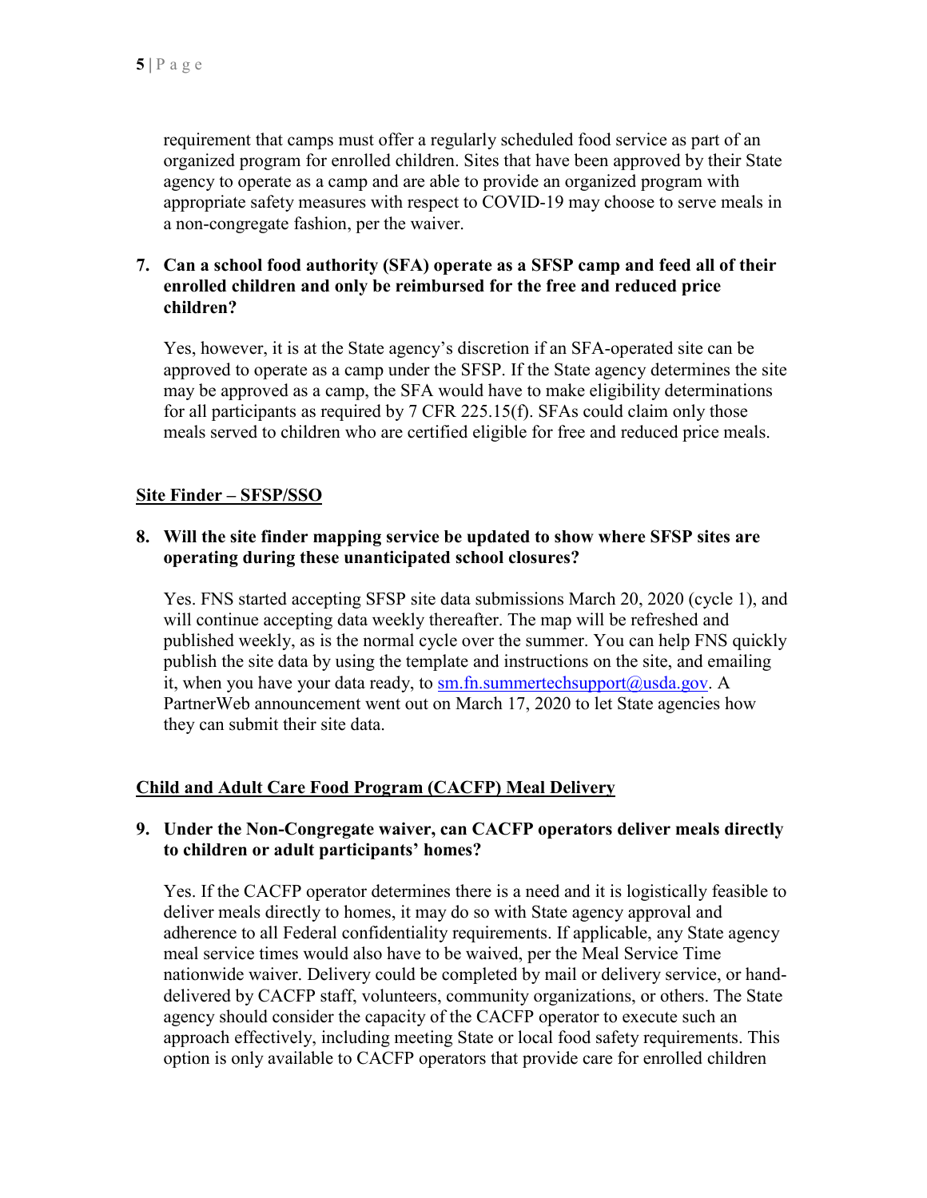requirement that camps must offer a regularly scheduled food service as part of an organized program for enrolled children. Sites that have been approved by their State agency to operate as a camp and are able to provide an organized program with appropriate safety measures with respect to COVID-19 may choose to serve meals in a non-congregate fashion, per the waiver.

7. **Can a school food authority (SFA) operate as a SFSP camp and feed all of their enrolled children and only be reimbursed for the free and reduced price children?**

   Yes, however, it is at the State agency's discretion if an SFA-operated site can be approved to operate as a camp under the SFSP. If the State agency determines the site may be approved as a camp, the SFA would have to make eligibility determinations for all participants as required by 7 CFR 225.15(f). SFAs could claim only those meals served to children who are certified eligible for free and reduced price meals.

## Site Finder – SFSP/SSO

8. **Will the site finder mapping service be updated to show where SFSP sites are operating during these unanticipated school closures?**

   Yes. FNS started accepting SFSP site data submissions March 20, 2020 (cycle 1), and will continue accepting data weekly thereafter. The map will be refreshed and published weekly, as is the normal cycle over the summer. You can help FNS quickly publish the site data by using the template and instructions on the site, and emailing it, when you have your data ready, to sm.fn.summertechsupport@usda.gov. A PartnerWeb announcement went out on March 17, 2020 to let State agencies how they can submit their site data.

## Child and Adult Care Food Program (CACFP) Meal Delivery

9. **Under the Non-Congregate waiver, can CACFP operators deliver meals directly to children or adult participants' homes?**

   Yes. If the CACFP operator determines there is a need and it is logistically feasible to deliver meals directly to homes, it may do so with State agency approval and adherence to all Federal confidentiality requirements. If applicable, any State agency meal service times would also have to be waived, per the Meal Service Time nationwide waiver. Delivery could be completed by mail or delivery service, or hand-delivered by CACFP staff, volunteers, community organizations, or others. The State agency should consider the capacity of the CACFP operator to execute such an approach effectively, including meeting State or local food safety requirements. This option is only available to CACFP operators that provide care for enrolled children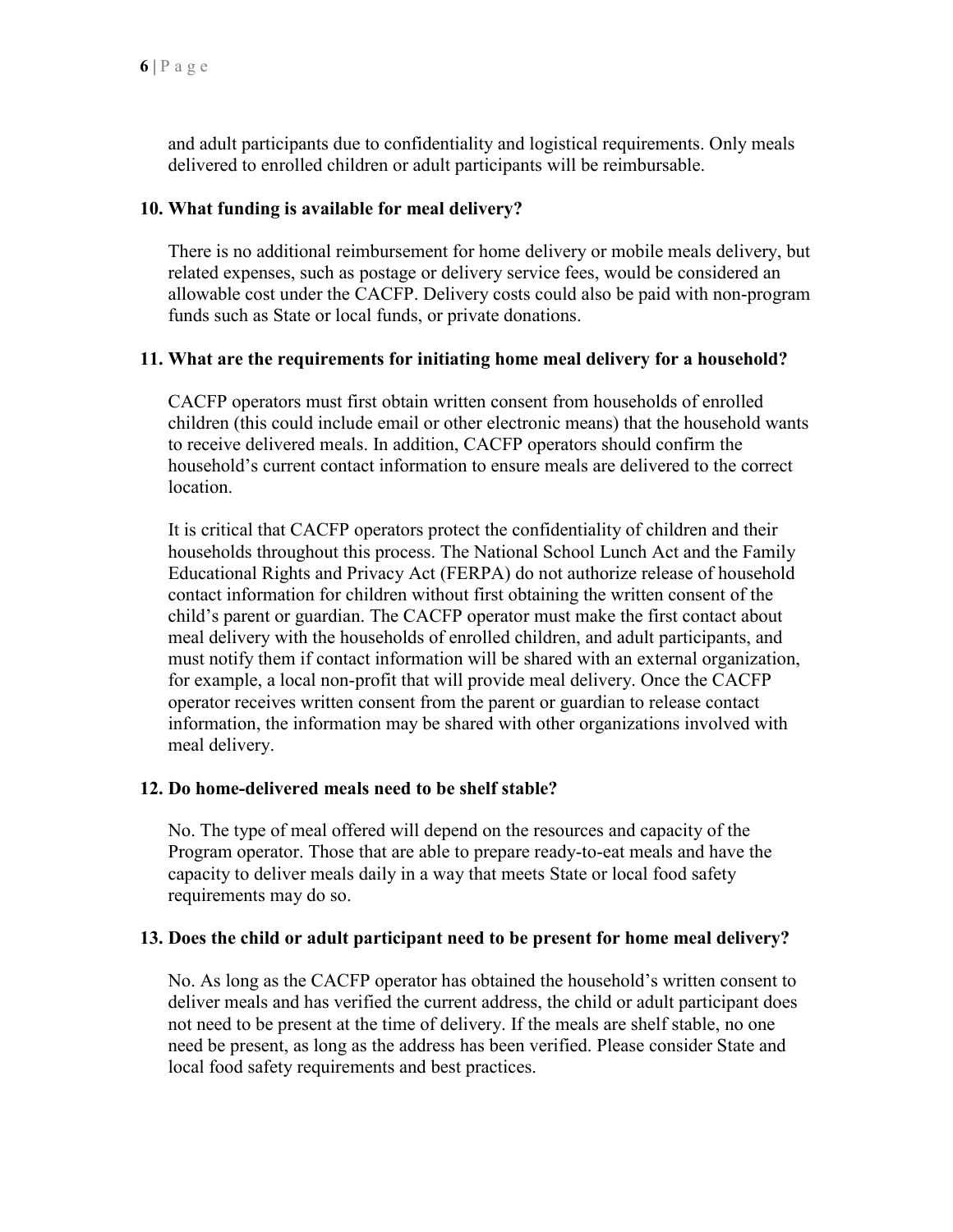and adult participants due to confidentiality and logistical requirements. Only meals delivered to enrolled children or adult participants will be reimbursable.

**10. What funding is available for meal delivery?**

There is no additional reimbursement for home delivery or mobile meals delivery, but related expenses, such as postage or delivery service fees, would be considered an allowable cost under the CACFP. Delivery costs could also be paid with non-program funds such as State or local funds, or private donations.

**11. What are the requirements for initiating home meal delivery for a household?**

CACFP operators must first obtain written consent from households of enrolled children (this could include email or other electronic means) that the household wants to receive delivered meals. In addition, CACFP operators should confirm the household's current contact information to ensure meals are delivered to the correct location.

It is critical that CACFP operators protect the confidentiality of children and their households throughout this process. The National School Lunch Act and the Family Educational Rights and Privacy Act (FERPA) do not authorize release of household contact information for children without first obtaining the written consent of the child's parent or guardian. The CACFP operator must make the first contact about meal delivery with the households of enrolled children, and adult participants, and must notify them if contact information will be shared with an external organization, for example, a local non-profit that will provide meal delivery. Once the CACFP operator receives written consent from the parent or guardian to release contact information, the information may be shared with other organizations involved with meal delivery.

**12. Do home-delivered meals need to be shelf stable?**

No. The type of meal offered will depend on the resources and capacity of the Program operator. Those that are able to prepare ready-to-eat meals and have the capacity to deliver meals daily in a way that meets State or local food safety requirements may do so.

**13. Does the child or adult participant need to be present for home meal delivery?**

No. As long as the CACFP operator has obtained the household's written consent to deliver meals and has verified the current address, the child or adult participant does not need to be present at the time of delivery. If the meals are shelf stable, no one need be present, as long as the address has been verified. Please consider State and local food safety requirements and best practices.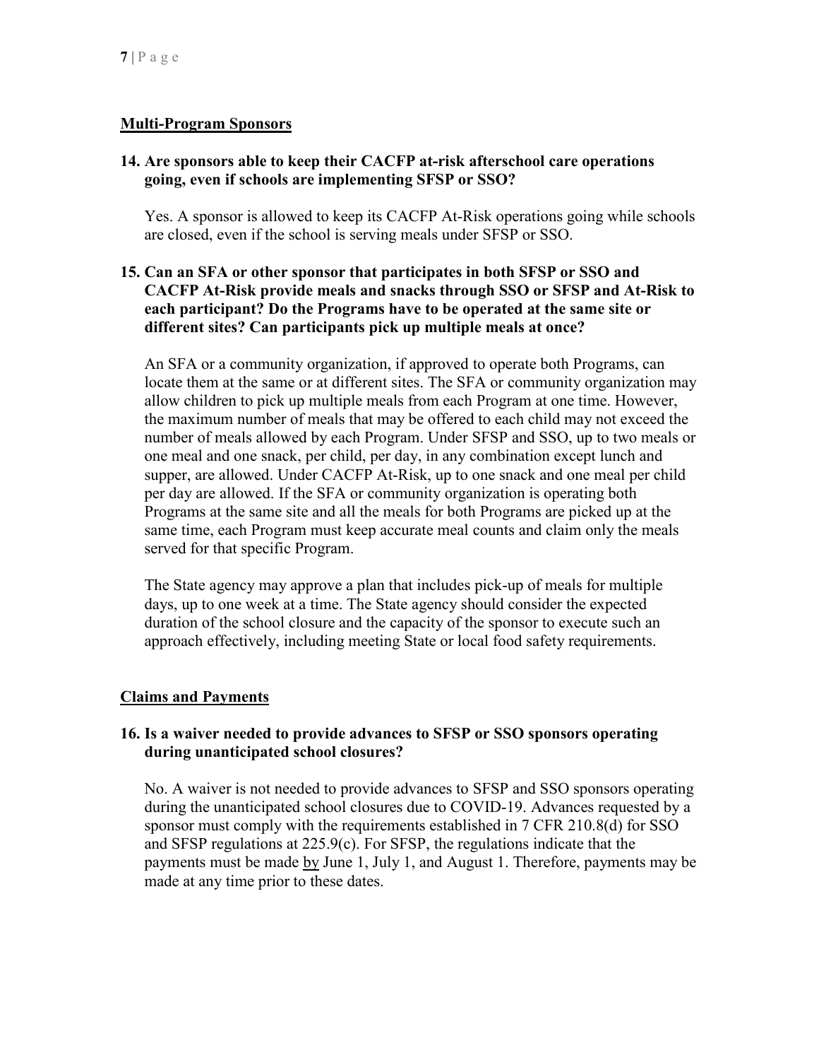## Multi-Program Sponsors

**14. Are sponsors able to keep their CACFP at-risk afterschool care operations going, even if schools are implementing SFSP or SSO?**

Yes. A sponsor is allowed to keep its CACFP At-Risk operations going while schools are closed, even if the school is serving meals under SFSP or SSO.

**15. Can an SFA or other sponsor that participates in both SFSP or SSO and CACFP At-Risk provide meals and snacks through SSO or SFSP and At-Risk to each participant? Do the Programs have to be operated at the same site or different sites? Can participants pick up multiple meals at once?**

An SFA or a community organization, if approved to operate both Programs, can locate them at the same or at different sites. The SFA or community organization may allow children to pick up multiple meals from each Program at one time. However, the maximum number of meals that may be offered to each child may not exceed the number of meals allowed by each Program. Under SFSP and SSO, up to two meals or one meal and one snack, per child, per day, in any combination except lunch and supper, are allowed. Under CACFP At-Risk, up to one snack and one meal per child per day are allowed. If the SFA or community organization is operating both Programs at the same site and all the meals for both Programs are picked up at the same time, each Program must keep accurate meal counts and claim only the meals served for that specific Program.

The State agency may approve a plan that includes pick-up of meals for multiple days, up to one week at a time. The State agency should consider the expected duration of the school closure and the capacity of the sponsor to execute such an approach effectively, including meeting State or local food safety requirements.

## Claims and Payments

**16. Is a waiver needed to provide advances to SFSP or SSO sponsors operating during unanticipated school closures?**

No. A waiver is not needed to provide advances to SFSP and SSO sponsors operating during the unanticipated school closures due to COVID-19. Advances requested by a sponsor must comply with the requirements established in 7 CFR 210.8(d) for SSO and SFSP regulations at 225.9(c). For SFSP, the regulations indicate that the payments must be made by June 1, July 1, and August 1. Therefore, payments may be made at any time prior to these dates.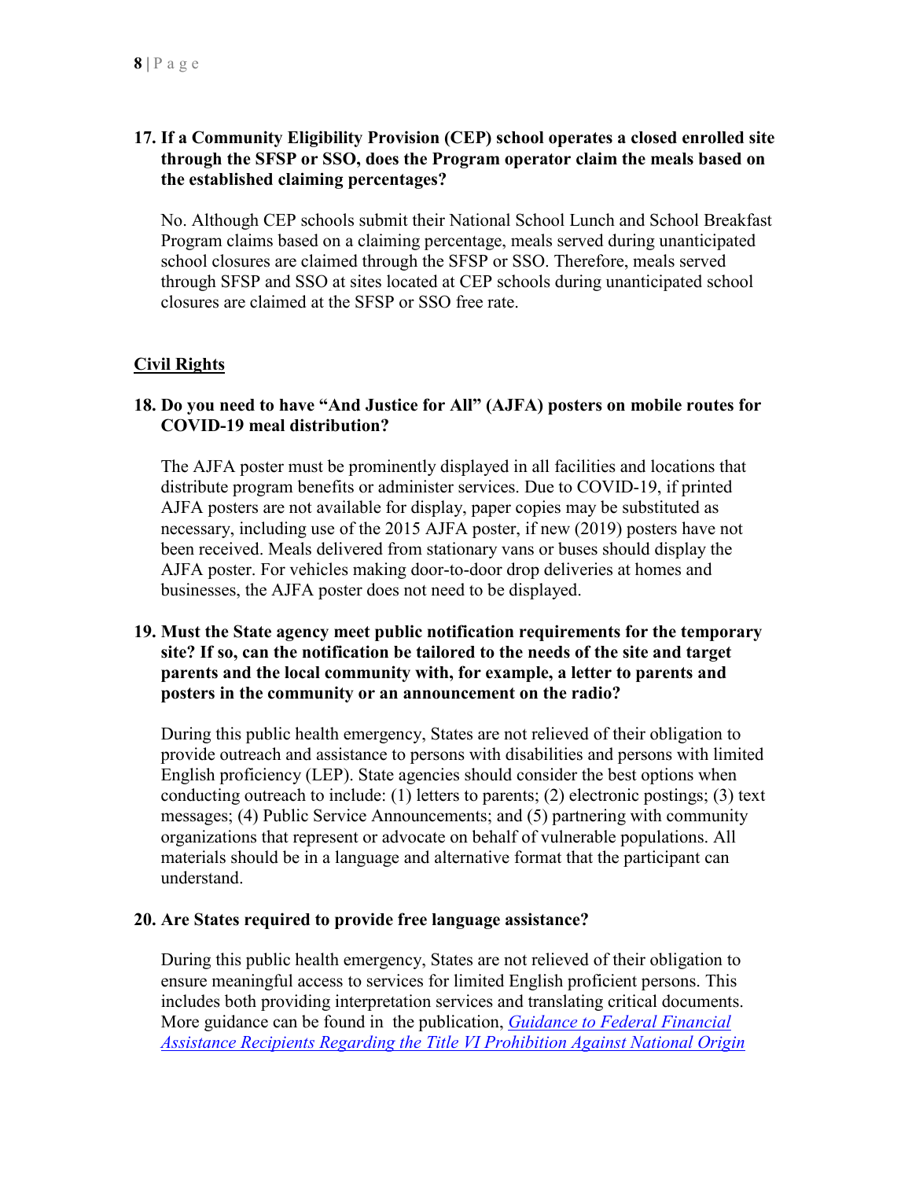**17. If a Community Eligibility Provision (CEP) school operates a closed enrolled site through the SFSP or SSO, does the Program operator claim the meals based on the established claiming percentages?**

No. Although CEP schools submit their National School Lunch and School Breakfast Program claims based on a claiming percentage, meals served during unanticipated school closures are claimed through the SFSP or SSO. Therefore, meals served through SFSP and SSO at sites located at CEP schools during unanticipated school closures are claimed at the SFSP or SSO free rate.

## Civil Rights

**18. Do you need to have "And Justice for All" (AJFA) posters on mobile routes for COVID-19 meal distribution?**

The AJFA poster must be prominently displayed in all facilities and locations that distribute program benefits or administer services. Due to COVID-19, if printed AJFA posters are not available for display, paper copies may be substituted as necessary, including use of the 2015 AJFA poster, if new (2019) posters have not been received. Meals delivered from stationary vans or buses should display the AJFA poster. For vehicles making door-to-door drop deliveries at homes and businesses, the AJFA poster does not need to be displayed.

**19. Must the State agency meet public notification requirements for the temporary site? If so, can the notification be tailored to the needs of the site and target parents and the local community with, for example, a letter to parents and posters in the community or an announcement on the radio?**

During this public health emergency, States are not relieved of their obligation to provide outreach and assistance to persons with disabilities and persons with limited English proficiency (LEP). State agencies should consider the best options when conducting outreach to include: (1) letters to parents; (2) electronic postings; (3) text messages; (4) Public Service Announcements; and (5) partnering with community organizations that represent or advocate on behalf of vulnerable populations. All materials should be in a language and alternative format that the participant can understand.

**20. Are States required to provide free language assistance?**

During this public health emergency, States are not relieved of their obligation to ensure meaningful access to services for limited English proficient persons. This includes both providing interpretation services and translating critical documents. More guidance can be found in the publication, *Guidance to Federal Financial Assistance Recipients Regarding the Title VI Prohibition Against National Origin*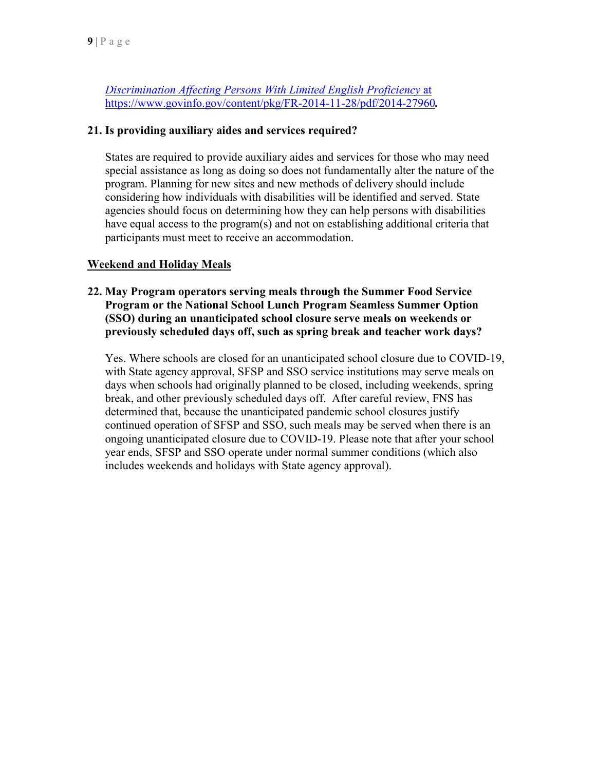*Discrimination Affecting Persons With Limited English Proficiency* at https://www.govinfo.gov/content/pkg/FR-2014-11-28/pdf/2014-27960**.**

**21. Is providing auxiliary aides and services required?**

States are required to provide auxiliary aides and services for those who may need special assistance as long as doing so does not fundamentally alter the nature of the program. Planning for new sites and new methods of delivery should include considering how individuals with disabilities will be identified and served. State agencies should focus on determining how they can help persons with disabilities have equal access to the program(s) and not on establishing additional criteria that participants must meet to receive an accommodation.

**Weekend and Holiday Meals**

**22. May Program operators serving meals through the Summer Food Service Program or the National School Lunch Program Seamless Summer Option (SSO) during an unanticipated school closure serve meals on weekends or previously scheduled days off, such as spring break and teacher work days?**

Yes. Where schools are closed for an unanticipated school closure due to COVID-19, with State agency approval, SFSP and SSO service institutions may serve meals on days when schools had originally planned to be closed, including weekends, spring break, and other previously scheduled days off. After careful review, FNS has determined that, because the unanticipated pandemic school closures justify continued operation of SFSP and SSO, such meals may be served when there is an ongoing unanticipated closure due to COVID-19. Please note that after your school year ends, SFSP and SSO operate under normal summer conditions (which also includes weekends and holidays with State agency approval).